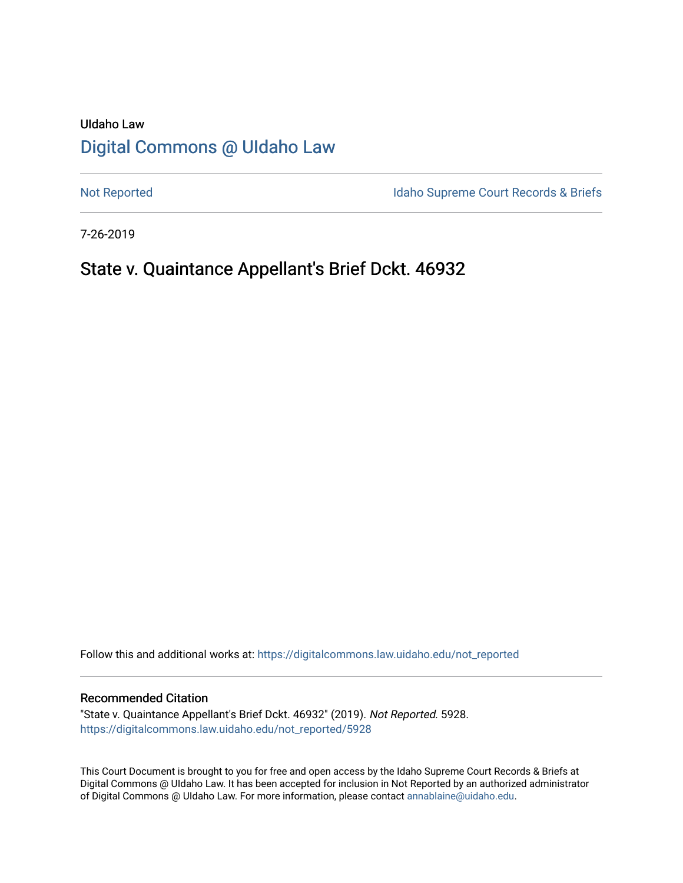UIdaho Law

# Digital Commons @ UIdaho Law

Not Reported

Idaho Supreme Court Records & Briefs

7-26-2019

## State v. Quaintance Appellant's Brief Dckt. 46932

Follow this and additional works at: https://digitalcommons.law.uidaho.edu/not_reported

### Recommended Citation

"State v. Quaintance Appellant's Brief Dckt. 46932" (2019). *Not Reported*. 5928.
https://digitalcommons.law.uidaho.edu/not_reported/5928

This Court Document is brought to you for free and open access by the Idaho Supreme Court Records & Briefs at Digital Commons @ UIdaho Law. It has been accepted for inclusion in Not Reported by an authorized administrator of Digital Commons @ UIdaho Law. For more information, please contact annablaine@uidaho.edu.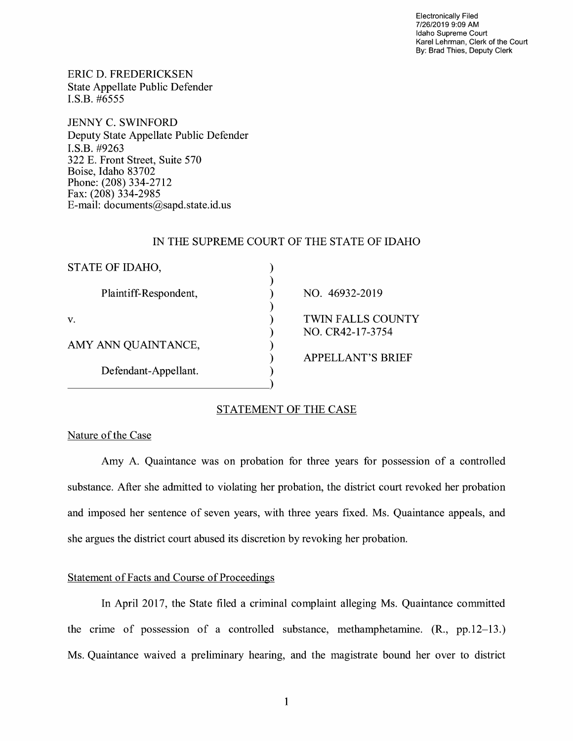Electronically Filed
7/26/2019 9:09 AM
Idaho Supreme Court
Karel Lehrman, Clerk of the Court
By: Brad Thies, Deputy Clerk

ERIC D. FREDERICKSEN
State Appellate Public Defender
I.S.B. #6555

JENNY C. SWINFORD
Deputy State Appellate Public Defender
I.S.B. #9263
322 E. Front Street, Suite 570
Boise, Idaho 83702
Phone: (208) 334-2712
Fax: (208) 334-2985
E-mail: documents@sapd.state.id.us

IN THE SUPREME COURT OF THE STATE OF IDAHO

| | | |
|---|---|---|
| STATE OF IDAHO, | ) | |
| | ) | |
| Plaintiff-Respondent, | ) | NO. 46932-2019 |
| | ) | |
| v. | ) | TWIN FALLS COUNTY |
| | ) | NO. CR42-17-3754 |
| AMY ANN QUAINTANCE, | ) | |
| | ) | APPELLANT'S BRIEF |
| Defendant-Appellant. | ) | |
| | ) | |

## STATEMENT OF THE CASE

### Nature of the Case

Amy A. Quaintance was on probation for three years for possession of a controlled substance. After she admitted to violating her probation, the district court revoked her probation and imposed her sentence of seven years, with three years fixed. Ms. Quaintance appeals, and she argues the district court abused its discretion by revoking her probation.

### Statement of Facts and Course of Proceedings

In April 2017, the State filed a criminal complaint alleging Ms. Quaintance committed the crime of possession of a controlled substance, methamphetamine. (R., pp.12–13.) Ms. Quaintance waived a preliminary hearing, and the magistrate bound her over to district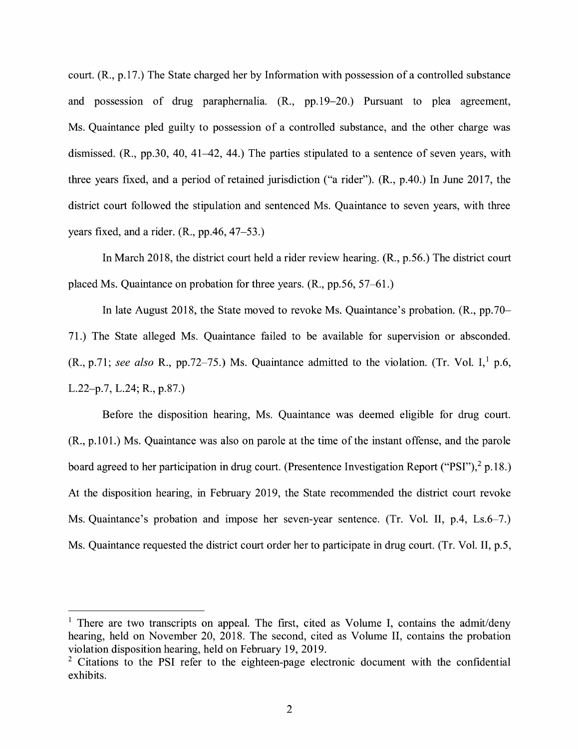court. (R., p.17.) The State charged her by Information with possession of a controlled substance and possession of drug paraphernalia. (R., pp.19–20.) Pursuant to plea agreement, Ms. Quaintance pled guilty to possession of a controlled substance, and the other charge was dismissed. (R., pp.30, 40, 41–42, 44.) The parties stipulated to a sentence of seven years, with three years fixed, and a period of retained jurisdiction ("a rider"). (R., p.40.) In June 2017, the district court followed the stipulation and sentenced Ms. Quaintance to seven years, with three years fixed, and a rider. (R., pp.46, 47–53.)

In March 2018, the district court held a rider review hearing. (R., p.56.) The district court placed Ms. Quaintance on probation for three years. (R., pp.56, 57–61.)

In late August 2018, the State moved to revoke Ms. Quaintance's probation. (R., pp.70–71.) The State alleged Ms. Quaintance failed to be available for supervision or absconded. (R., p.71; *see also* R., pp.72–75.) Ms. Quaintance admitted to the violation. (Tr. Vol. I,[1] p.6, L.22–p.7, L.24; R., p.87.)

Before the disposition hearing, Ms. Quaintance was deemed eligible for drug court. (R., p.101.) Ms. Quaintance was also on parole at the time of the instant offense, and the parole board agreed to her participation in drug court. (Presentence Investigation Report ("PSI"),[2] p.18.) At the disposition hearing, in February 2019, the State recommended the district court revoke Ms. Quaintance's probation and impose her seven-year sentence. (Tr. Vol. II, p.4, Ls.6–7.) Ms. Quaintance requested the district court order her to participate in drug court. (Tr. Vol. II, p.5,

---

[1] There are two transcripts on appeal. The first, cited as Volume I, contains the admit/deny hearing, held on November 20, 2018. The second, cited as Volume II, contains the probation violation disposition hearing, held on February 19, 2019.

[2] Citations to the PSI refer to the eighteen-page electronic document with the confidential exhibits.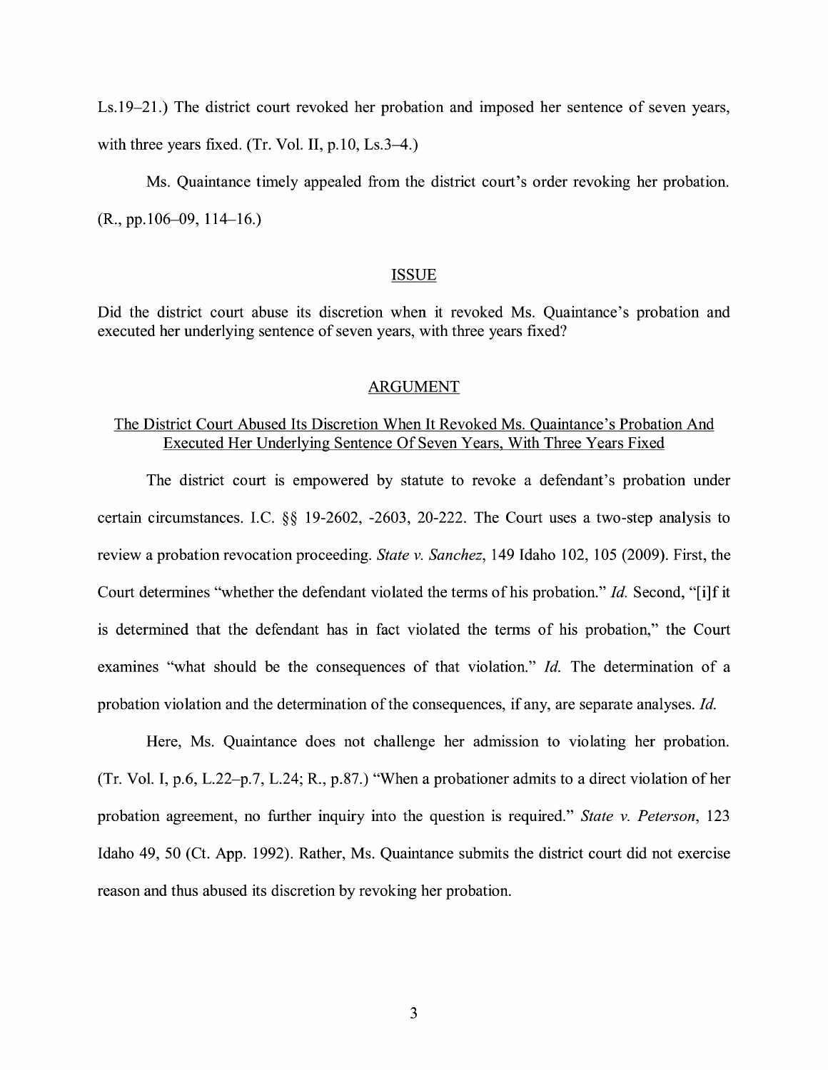Ls.19–21.) The district court revoked her probation and imposed her sentence of seven years, with three years fixed. (Tr. Vol. II, p.10, Ls.3–4.)

Ms. Quaintance timely appealed from the district court's order revoking her probation. (R., pp.106–09, 114–16.)

## ISSUE

Did the district court abuse its discretion when it revoked Ms. Quaintance's probation and executed her underlying sentence of seven years, with three years fixed?

## ARGUMENT

### The District Court Abused Its Discretion When It Revoked Ms. Quaintance's Probation And Executed Her Underlying Sentence Of Seven Years, With Three Years Fixed

The district court is empowered by statute to revoke a defendant's probation under certain circumstances. I.C. §§ 19-2602, -2603, 20-222. The Court uses a two-step analysis to review a probation revocation proceeding. *State v. Sanchez*, 149 Idaho 102, 105 (2009). First, the Court determines "whether the defendant violated the terms of his probation." *Id.* Second, "[i]f it is determined that the defendant has in fact violated the terms of his probation," the Court examines "what should be the consequences of that violation." *Id.* The determination of a probation violation and the determination of the consequences, if any, are separate analyses. *Id.*

Here, Ms. Quaintance does not challenge her admission to violating her probation. (Tr. Vol. I, p.6, L.22–p.7, L.24; R., p.87.) "When a probationer admits to a direct violation of her probation agreement, no further inquiry into the question is required." *State v. Peterson*, 123 Idaho 49, 50 (Ct. App. 1992). Rather, Ms. Quaintance submits the district court did not exercise reason and thus abused its discretion by revoking her probation.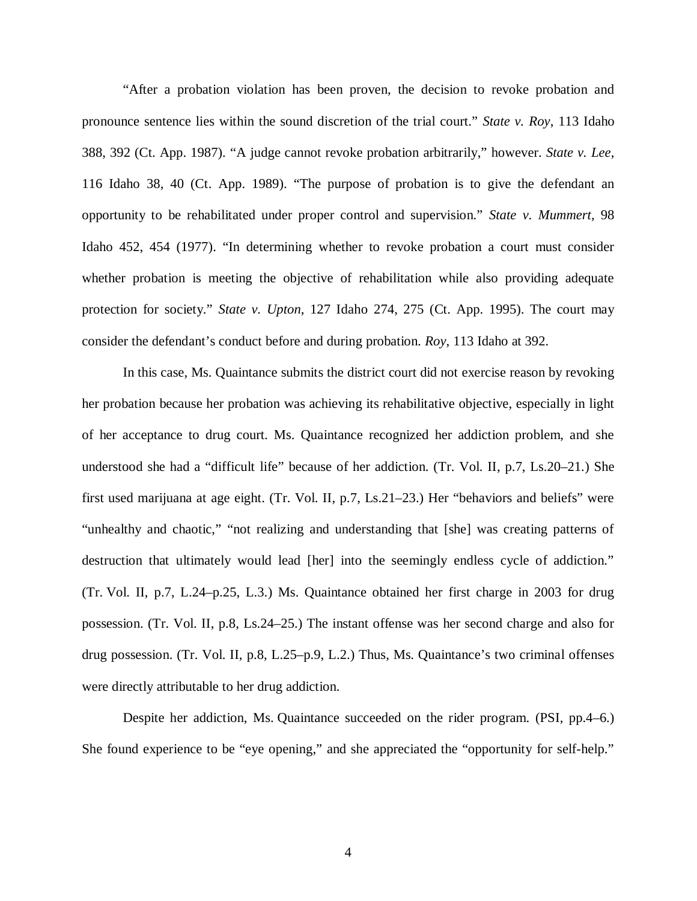"After a probation violation has been proven, the decision to revoke probation and pronounce sentence lies within the sound discretion of the trial court." *State v. Roy*, 113 Idaho 388, 392 (Ct. App. 1987). "A judge cannot revoke probation arbitrarily," however. *State v. Lee*, 116 Idaho 38, 40 (Ct. App. 1989). "The purpose of probation is to give the defendant an opportunity to be rehabilitated under proper control and supervision." *State v. Mummert*, 98 Idaho 452, 454 (1977). "In determining whether to revoke probation a court must consider whether probation is meeting the objective of rehabilitation while also providing adequate protection for society." *State v. Upton*, 127 Idaho 274, 275 (Ct. App. 1995). The court may consider the defendant's conduct before and during probation. *Roy*, 113 Idaho at 392.

In this case, Ms. Quaintance submits the district court did not exercise reason by revoking her probation because her probation was achieving its rehabilitative objective, especially in light of her acceptance to drug court. Ms. Quaintance recognized her addiction problem, and she understood she had a "difficult life" because of her addiction. (Tr. Vol. II, p.7, Ls.20–21.) She first used marijuana at age eight. (Tr. Vol. II, p.7, Ls.21–23.) Her "behaviors and beliefs" were "unhealthy and chaotic," "not realizing and understanding that [she] was creating patterns of destruction that ultimately would lead [her] into the seemingly endless cycle of addiction." (Tr. Vol. II, p.7, L.24–p.25, L.3.) Ms. Quaintance obtained her first charge in 2003 for drug possession. (Tr. Vol. II, p.8, Ls.24–25.) The instant offense was her second charge and also for drug possession. (Tr. Vol. II, p.8, L.25–p.9, L.2.) Thus, Ms. Quaintance's two criminal offenses were directly attributable to her drug addiction.

Despite her addiction, Ms. Quaintance succeeded on the rider program. (PSI, pp.4–6.) She found experience to be "eye opening," and she appreciated the "opportunity for self-help."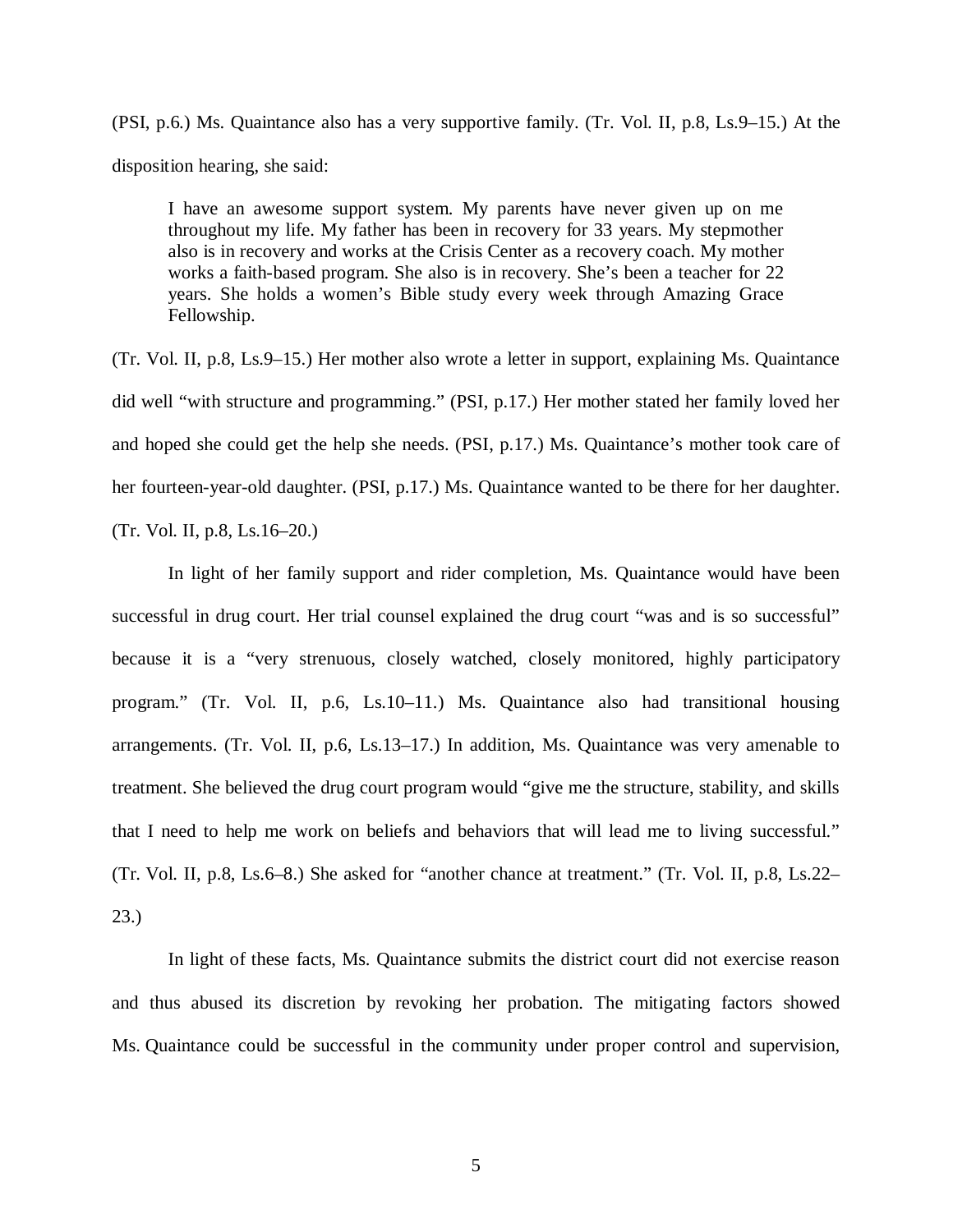(PSI, p.6.) Ms. Quaintance also has a very supportive family. (Tr. Vol. II, p.8, Ls.9–15.) At the disposition hearing, she said:

> I have an awesome support system. My parents have never given up on me throughout my life. My father has been in recovery for 33 years. My stepmother also is in recovery and works at the Crisis Center as a recovery coach. My mother works a faith-based program. She also is in recovery. She's been a teacher for 22 years. She holds a women's Bible study every week through Amazing Grace Fellowship.

(Tr. Vol. II, p.8, Ls.9–15.) Her mother also wrote a letter in support, explaining Ms. Quaintance did well "with structure and programming." (PSI, p.17.) Her mother stated her family loved her and hoped she could get the help she needs. (PSI, p.17.) Ms. Quaintance's mother took care of her fourteen-year-old daughter. (PSI, p.17.) Ms. Quaintance wanted to be there for her daughter. (Tr. Vol. II, p.8, Ls.16–20.)

In light of her family support and rider completion, Ms. Quaintance would have been successful in drug court. Her trial counsel explained the drug court "was and is so successful" because it is a "very strenuous, closely watched, closely monitored, highly participatory program." (Tr. Vol. II, p.6, Ls.10–11.) Ms. Quaintance also had transitional housing arrangements. (Tr. Vol. II, p.6, Ls.13–17.) In addition, Ms. Quaintance was very amenable to treatment. She believed the drug court program would "give me the structure, stability, and skills that I need to help me work on beliefs and behaviors that will lead me to living successful." (Tr. Vol. II, p.8, Ls.6–8.) She asked for "another chance at treatment." (Tr. Vol. II, p.8, Ls.22–23.)

In light of these facts, Ms. Quaintance submits the district court did not exercise reason and thus abused its discretion by revoking her probation. The mitigating factors showed Ms. Quaintance could be successful in the community under proper control and supervision,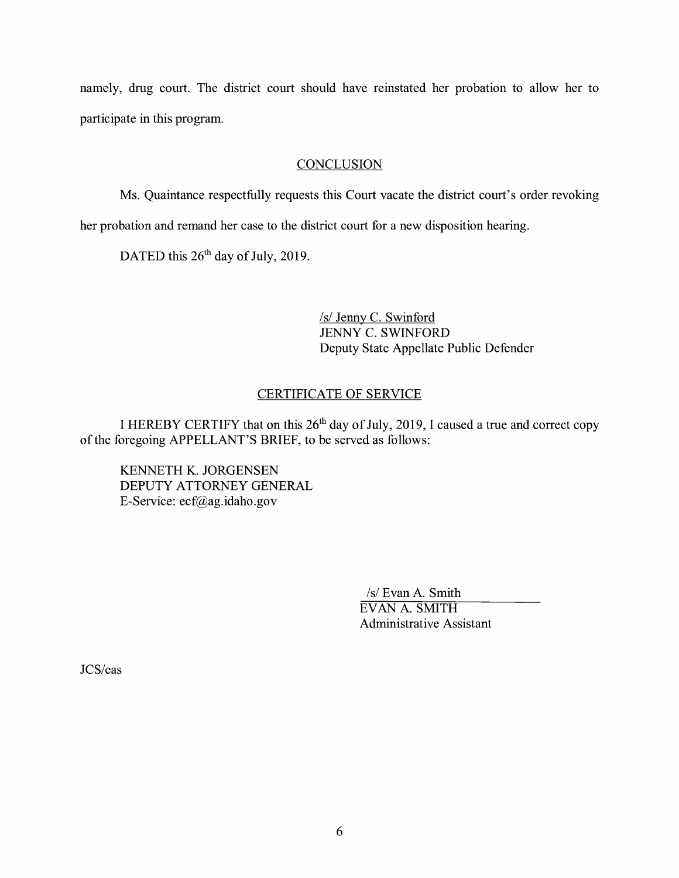namely, drug court. The district court should have reinstated her probation to allow her to participate in this program.

## CONCLUSION

Ms. Quaintance respectfully requests this Court vacate the district court's order revoking her probation and remand her case to the district court for a new disposition hearing.

DATED this 26th day of July, 2019.

/s/ Jenny C. Swinford
JENNY C. SWINFORD
Deputy State Appellate Public Defender

## CERTIFICATE OF SERVICE

I HEREBY CERTIFY that on this 26th day of July, 2019, I caused a true and correct copy of the foregoing APPELLANT'S BRIEF, to be served as follows:

KENNETH K. JORGENSEN
DEPUTY ATTORNEY GENERAL
E-Service: ecf@ag.idaho.gov

/s/ Evan A. Smith
EVAN A. SMITH
Administrative Assistant

JCS/eas